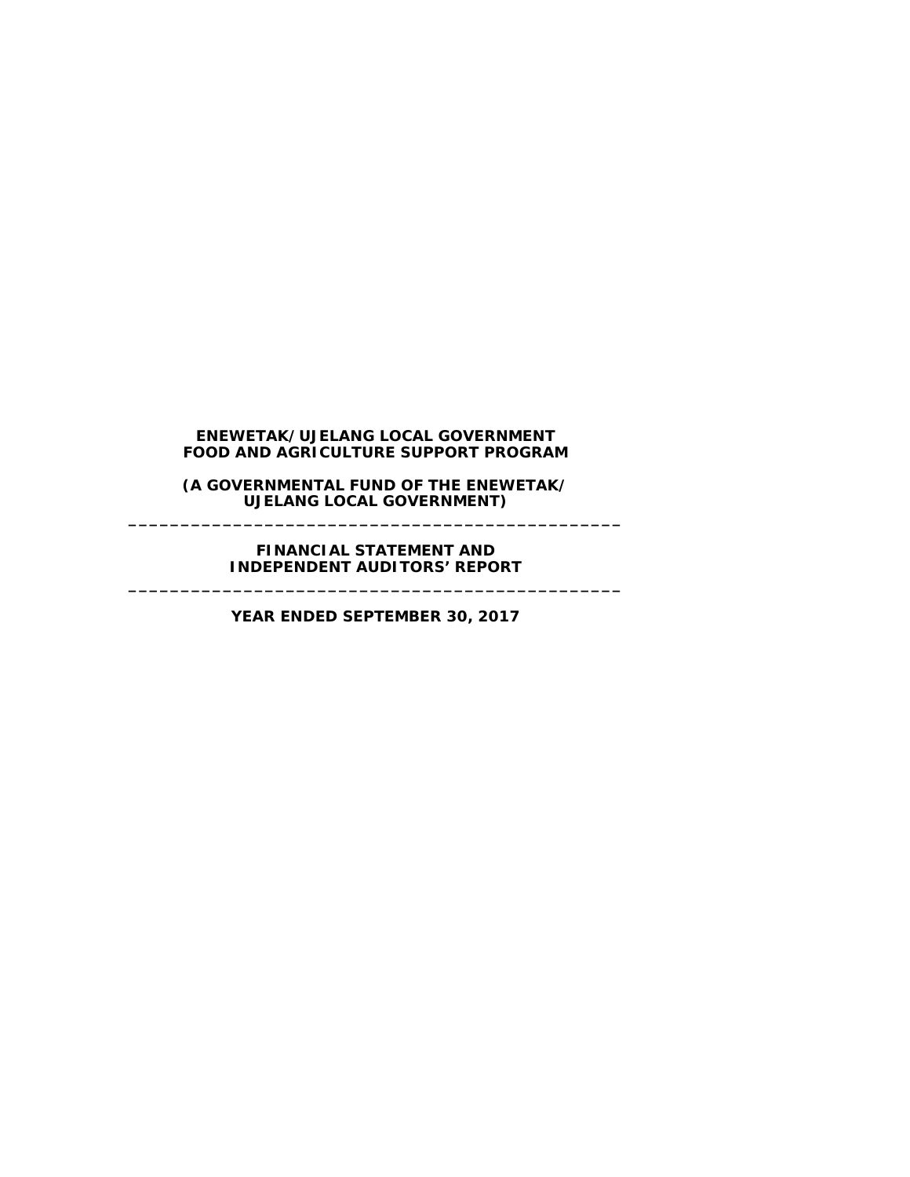# ENEWETAK/UJELANG LOCAL GOVERNMENT FOOD AND AGRICULTURE SUPPORT PROGRAM

**(A GOVERNMENTAL FUND OF THE ENEWETAK/ UJELANG LOCAL GOVERNMENT)**

---

## FINANCIAL STATEMENT AND INDEPENDENT AUDITORS' REPORT

---

**YEAR ENDED SEPTEMBER 30, 2017**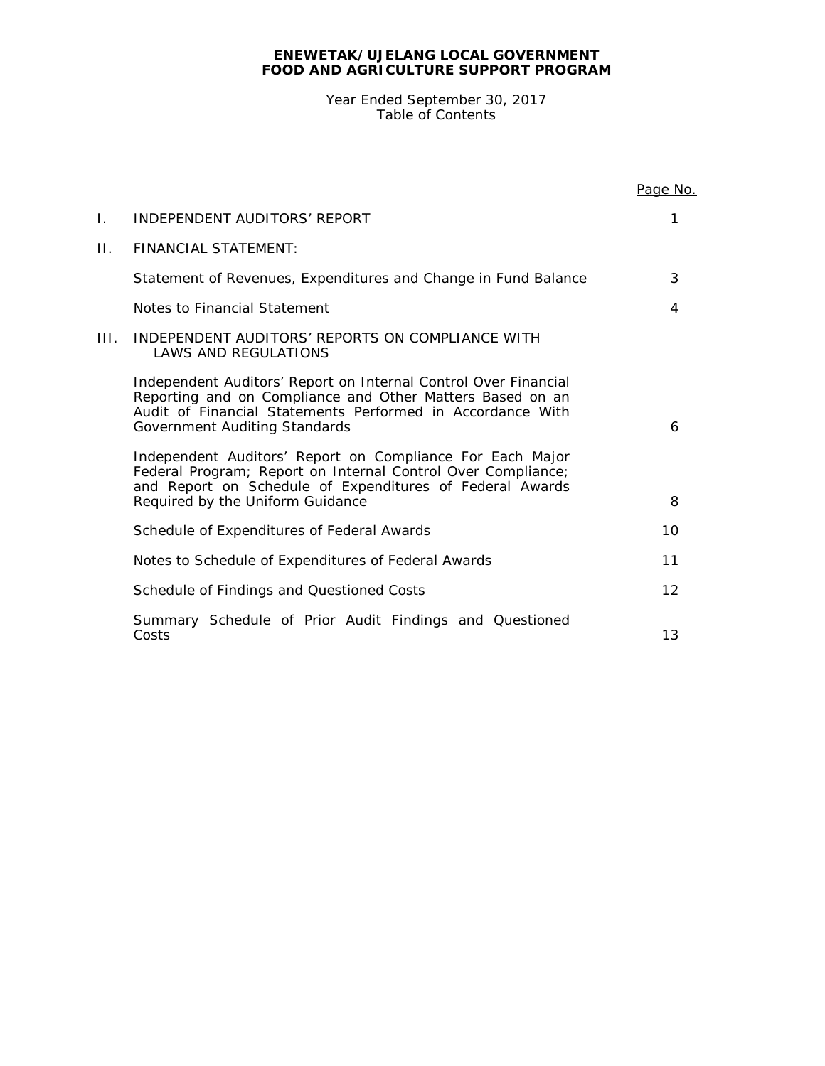**ENEWETAK/UJELANG LOCAL GOVERNMENT**
**FOOD AND AGRICULTURE SUPPORT PROGRAM**

Year Ended September 30, 2017
Table of Contents

| | | Page No. |
|---|---|---|
| I. | INDEPENDENT AUDITORS' REPORT | 1 |
| II. | FINANCIAL STATEMENT: | |
| | Statement of Revenues, Expenditures and Change in Fund Balance | 3 |
| | Notes to Financial Statement | 4 |
| III. | INDEPENDENT AUDITORS' REPORTS ON COMPLIANCE WITH LAWS AND REGULATIONS | |
| | Independent Auditors' Report on Internal Control Over Financial Reporting and on Compliance and Other Matters Based on an Audit of Financial Statements Performed in Accordance With Government Auditing Standards | 6 |
| | Independent Auditors' Report on Compliance For Each Major Federal Program; Report on Internal Control Over Compliance; and Report on Schedule of Expenditures of Federal Awards Required by the Uniform Guidance | 8 |
| | Schedule of Expenditures of Federal Awards | 10 |
| | Notes to Schedule of Expenditures of Federal Awards | 11 |
| | Schedule of Findings and Questioned Costs | 12 |
| | Summary Schedule of Prior Audit Findings and Questioned Costs | 13 |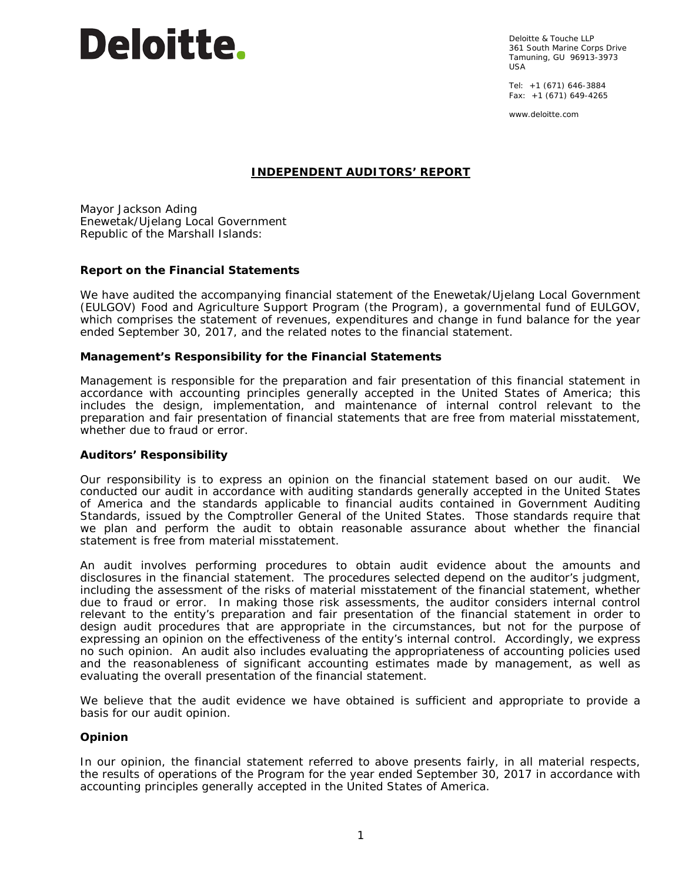Deloitte.

Deloitte & Touche LLP
361 South Marine Corps Drive
Tamuning, GU 96913-3973
USA

Tel: +1 (671) 646-3884
Fax: +1 (671) 649-4265

www.deloitte.com

## INDEPENDENT AUDITORS' REPORT

Mayor Jackson Ading
Enewetak/Ujelang Local Government
Republic of the Marshall Islands:

### Report on the Financial Statements

We have audited the accompanying financial statement of the Enewetak/Ujelang Local Government (EULGOV) Food and Agriculture Support Program (the Program), a governmental fund of EULGOV, which comprises the statement of revenues, expenditures and change in fund balance for the year ended September 30, 2017, and the related notes to the financial statement.

### Management's Responsibility for the Financial Statements

Management is responsible for the preparation and fair presentation of this financial statement in accordance with accounting principles generally accepted in the United States of America; this includes the design, implementation, and maintenance of internal control relevant to the preparation and fair presentation of financial statements that are free from material misstatement, whether due to fraud or error.

### Auditors' Responsibility

Our responsibility is to express an opinion on the financial statement based on our audit. We conducted our audit in accordance with auditing standards generally accepted in the United States of America and the standards applicable to financial audits contained in Government Auditing Standards, issued by the Comptroller General of the United States. Those standards require that we plan and perform the audit to obtain reasonable assurance about whether the financial statement is free from material misstatement.

An audit involves performing procedures to obtain audit evidence about the amounts and disclosures in the financial statement. The procedures selected depend on the auditor's judgment, including the assessment of the risks of material misstatement of the financial statement, whether due to fraud or error. In making those risk assessments, the auditor considers internal control relevant to the entity's preparation and fair presentation of the financial statement in order to design audit procedures that are appropriate in the circumstances, but not for the purpose of expressing an opinion on the effectiveness of the entity's internal control. Accordingly, we express no such opinion. An audit also includes evaluating the appropriateness of accounting policies used and the reasonableness of significant accounting estimates made by management, as well as evaluating the overall presentation of the financial statement.

We believe that the audit evidence we have obtained is sufficient and appropriate to provide a basis for our audit opinion.

### Opinion

In our opinion, the financial statement referred to above presents fairly, in all material respects, the results of operations of the Program for the year ended September 30, 2017 in accordance with accounting principles generally accepted in the United States of America.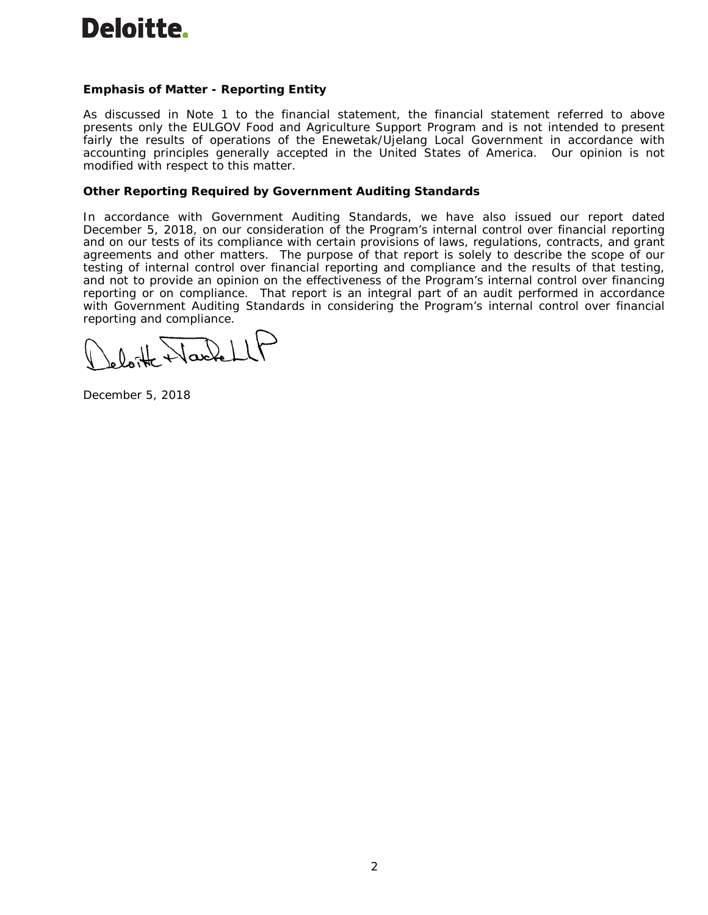**Deloitte.**

**Emphasis of Matter - Reporting Entity**

As discussed in Note 1 to the financial statement, the financial statement referred to above presents only the EULGOV Food and Agriculture Support Program and is not intended to present fairly the results of operations of the Enewetak/Ujelang Local Government in accordance with accounting principles generally accepted in the United States of America. Our opinion is not modified with respect to this matter.

**Other Reporting Required by Government Auditing Standards**

In accordance with Government Auditing Standards, we have also issued our report dated December 5, 2018, on our consideration of the Program's internal control over financial reporting and on our tests of its compliance with certain provisions of laws, regulations, contracts, and grant agreements and other matters. The purpose of that report is solely to describe the scope of our testing of internal control over financial reporting and compliance and the results of that testing, and not to provide an opinion on the effectiveness of the Program's internal control over financing reporting or on compliance. That report is an integral part of an audit performed in accordance with Government Auditing Standards in considering the Program's internal control over financial reporting and compliance.

Deloitte & Touche LLP

December 5, 2018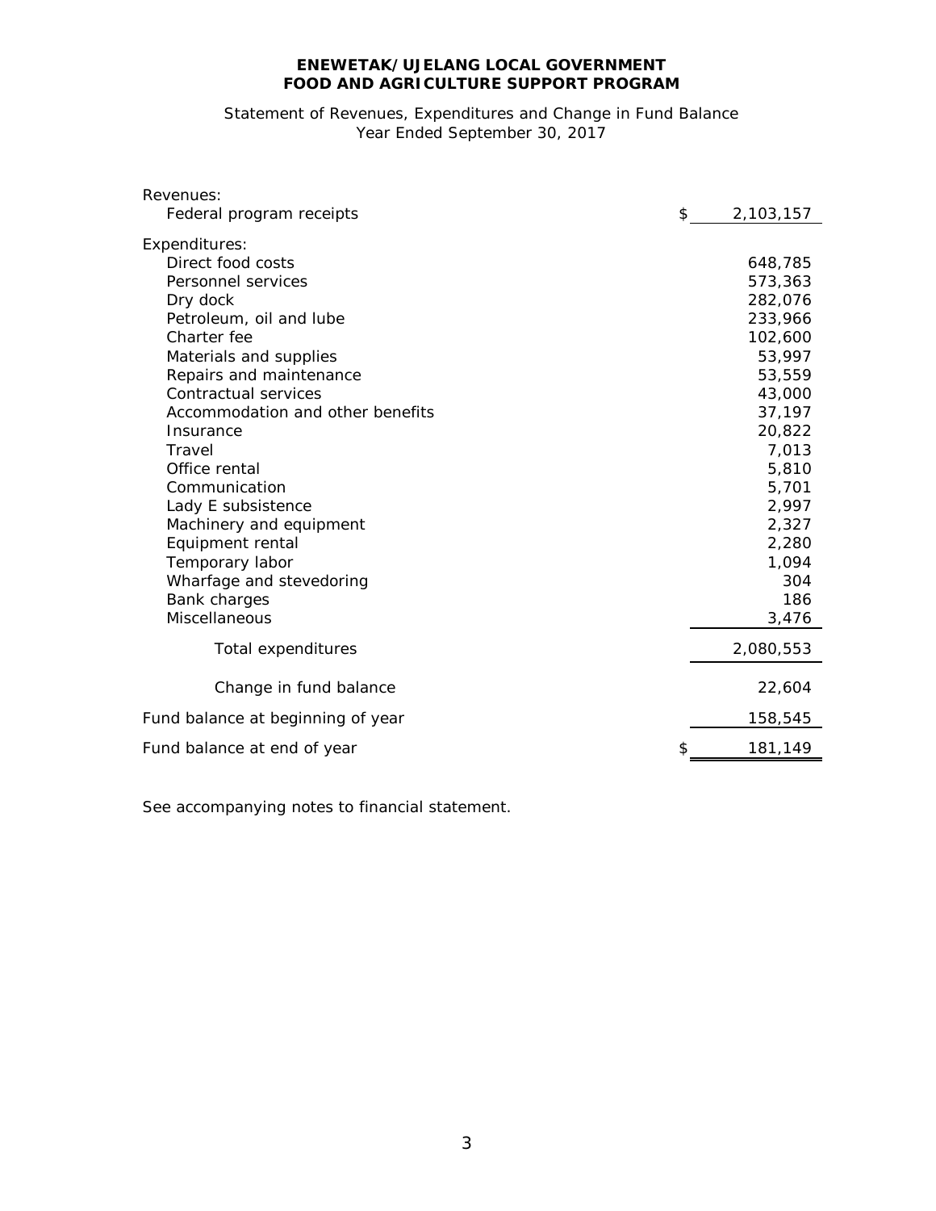**ENEWETAK/UJELANG LOCAL GOVERNMENT**
**FOOD AND AGRICULTURE SUPPORT PROGRAM**

Statement of Revenues, Expenditures and Change in Fund Balance
Year Ended September 30, 2017

| | |
|---|---|
| Revenues: | |
| Federal program receipts | $ 2,103,157 |
| Expenditures: | |
| Direct food costs | 648,785 |
| Personnel services | 573,363 |
| Dry dock | 282,076 |
| Petroleum, oil and lube | 233,966 |
| Charter fee | 102,600 |
| Materials and supplies | 53,997 |
| Repairs and maintenance | 53,559 |
| Contractual services | 43,000 |
| Accommodation and other benefits | 37,197 |
| Insurance | 20,822 |
| Travel | 7,013 |
| Office rental | 5,810 |
| Communication | 5,701 |
| Lady E subsistence | 2,997 |
| Machinery and equipment | 2,327 |
| Equipment rental | 2,280 |
| Temporary labor | 1,094 |
| Wharfage and stevedoring | 304 |
| Bank charges | 186 |
| Miscellaneous | 3,476 |
| Total expenditures | 2,080,553 |
| Change in fund balance | 22,604 |
| Fund balance at beginning of year | 158,545 |
| Fund balance at end of year | $ 181,149 |

See accompanying notes to financial statement.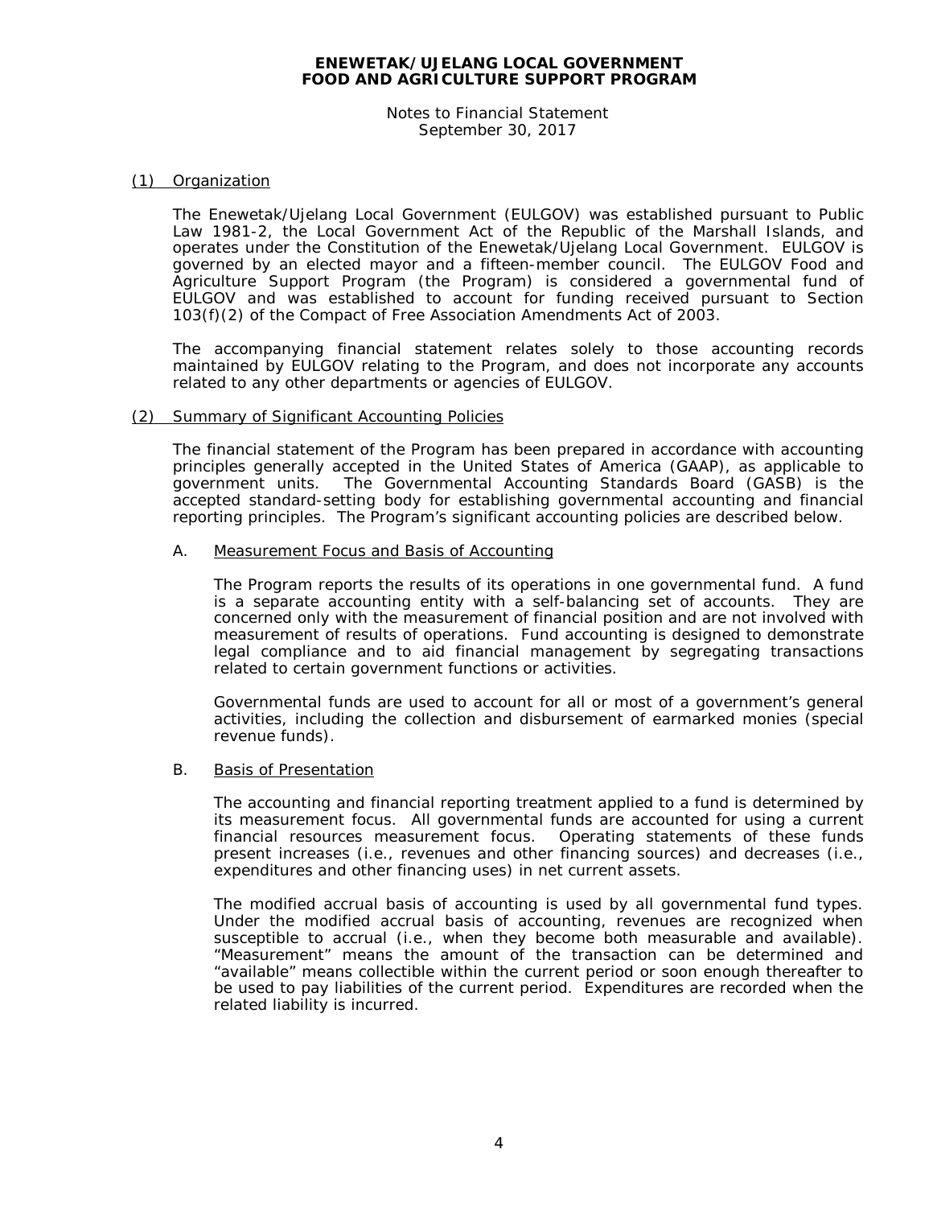**ENEWETAK/UJELANG LOCAL GOVERNMENT**
**FOOD AND AGRICULTURE SUPPORT PROGRAM**

Notes to Financial Statement
September 30, 2017

## (1) Organization

The Enewetak/Ujelang Local Government (EULGOV) was established pursuant to Public Law 1981-2, the Local Government Act of the Republic of the Marshall Islands, and operates under the Constitution of the Enewetak/Ujelang Local Government. EULGOV is governed by an elected mayor and a fifteen-member council. The EULGOV Food and Agriculture Support Program (the Program) is considered a governmental fund of EULGOV and was established to account for funding received pursuant to Section 103(f)(2) of the Compact of Free Association Amendments Act of 2003.

The accompanying financial statement relates solely to those accounting records maintained by EULGOV relating to the Program, and does not incorporate any accounts related to any other departments or agencies of EULGOV.

## (2) Summary of Significant Accounting Policies

The financial statement of the Program has been prepared in accordance with accounting principles generally accepted in the United States of America (GAAP), as applicable to government units. The Governmental Accounting Standards Board (GASB) is the accepted standard-setting body for establishing governmental accounting and financial reporting principles. The Program's significant accounting policies are described below.

### A. Measurement Focus and Basis of Accounting

The Program reports the results of its operations in one governmental fund. A fund is a separate accounting entity with a self-balancing set of accounts. They are concerned only with the measurement of financial position and are not involved with measurement of results of operations. Fund accounting is designed to demonstrate legal compliance and to aid financial management by segregating transactions related to certain government functions or activities.

Governmental funds are used to account for all or most of a government's general activities, including the collection and disbursement of earmarked monies (special revenue funds).

### B. Basis of Presentation

The accounting and financial reporting treatment applied to a fund is determined by its measurement focus. All governmental funds are accounted for using a current financial resources measurement focus. Operating statements of these funds present increases (i.e., revenues and other financing sources) and decreases (i.e., expenditures and other financing uses) in net current assets.

The modified accrual basis of accounting is used by all governmental fund types. Under the modified accrual basis of accounting, revenues are recognized when susceptible to accrual (i.e., when they become both measurable and available). "Measurement" means the amount of the transaction can be determined and "available" means collectible within the current period or soon enough thereafter to be used to pay liabilities of the current period. Expenditures are recorded when the related liability is incurred.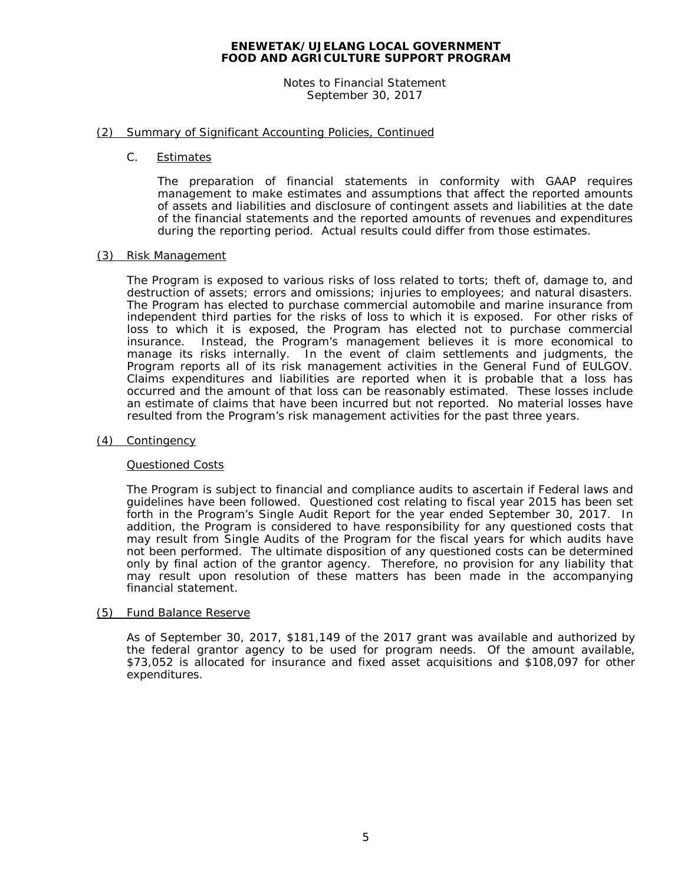**ENEWETAK/UJELANG LOCAL GOVERNMENT**
**FOOD AND AGRICULTURE SUPPORT PROGRAM**

Notes to Financial Statement
September 30, 2017

## (2) Summary of Significant Accounting Policies, Continued

### C. Estimates

The preparation of financial statements in conformity with GAAP requires management to make estimates and assumptions that affect the reported amounts of assets and liabilities and disclosure of contingent assets and liabilities at the date of the financial statements and the reported amounts of revenues and expenditures during the reporting period. Actual results could differ from those estimates.

## (3) Risk Management

The Program is exposed to various risks of loss related to torts; theft of, damage to, and destruction of assets; errors and omissions; injuries to employees; and natural disasters. The Program has elected to purchase commercial automobile and marine insurance from independent third parties for the risks of loss to which it is exposed. For other risks of loss to which it is exposed, the Program has elected not to purchase commercial insurance. Instead, the Program's management believes it is more economical to manage its risks internally. In the event of claim settlements and judgments, the Program reports all of its risk management activities in the General Fund of EULGOV. Claims expenditures and liabilities are reported when it is probable that a loss has occurred and the amount of that loss can be reasonably estimated. These losses include an estimate of claims that have been incurred but not reported. No material losses have resulted from the Program's risk management activities for the past three years.

## (4) Contingency

### Questioned Costs

The Program is subject to financial and compliance audits to ascertain if Federal laws and guidelines have been followed. Questioned cost relating to fiscal year 2015 has been set forth in the Program's Single Audit Report for the year ended September 30, 2017. In addition, the Program is considered to have responsibility for any questioned costs that may result from Single Audits of the Program for the fiscal years for which audits have not been performed. The ultimate disposition of any questioned costs can be determined only by final action of the grantor agency. Therefore, no provision for any liability that may result upon resolution of these matters has been made in the accompanying financial statement.

## (5) Fund Balance Reserve

As of September 30, 2017, $181,149 of the 2017 grant was available and authorized by the federal grantor agency to be used for program needs. Of the amount available, $73,052 is allocated for insurance and fixed asset acquisitions and $108,097 for other expenditures.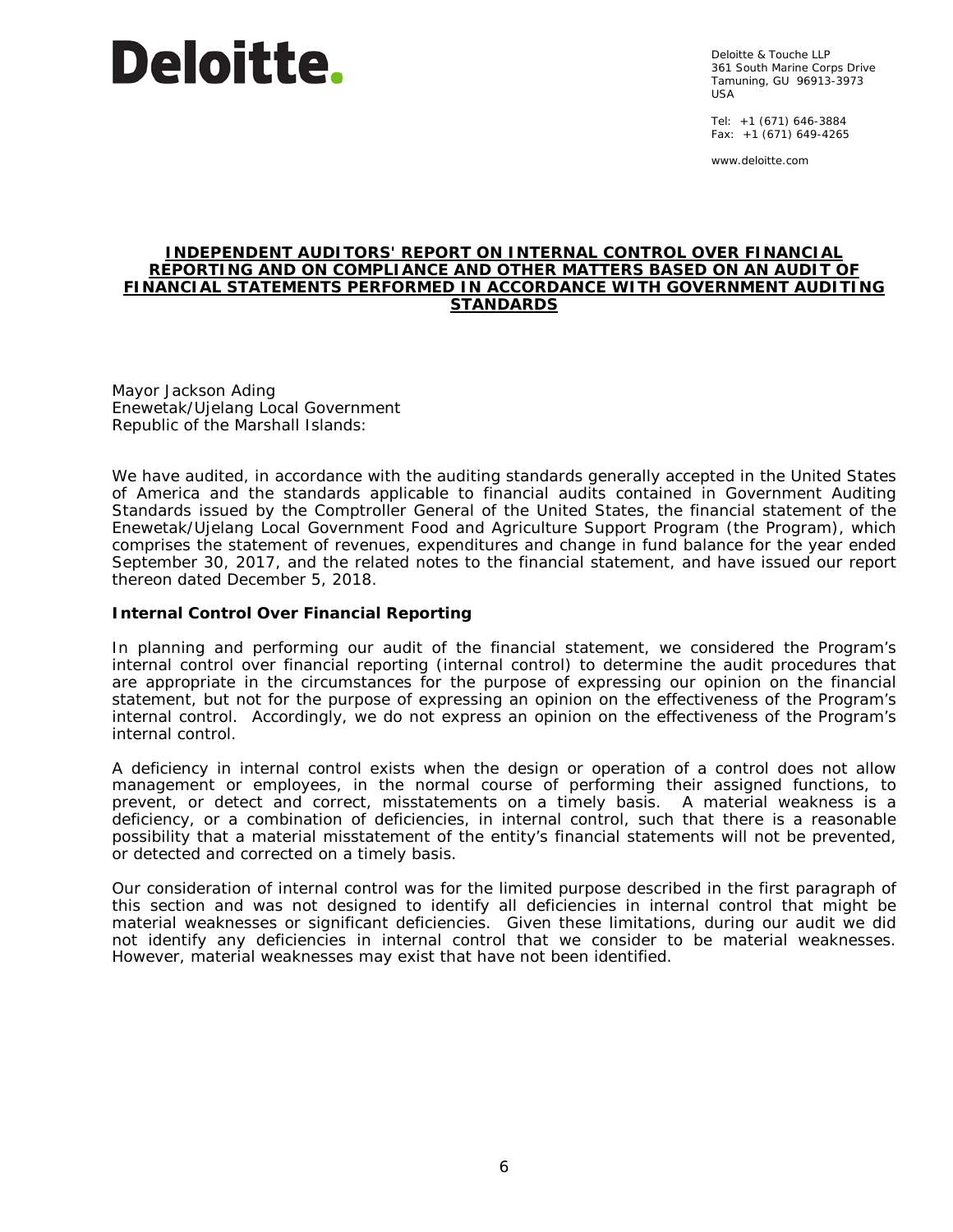**Deloitte.**

Deloitte & Touche LLP
361 South Marine Corps Drive
Tamuning, GU 96913-3973
USA

Tel: +1 (671) 646-3884
Fax: +1 (671) 649-4265

www.deloitte.com

# INDEPENDENT AUDITORS' REPORT ON INTERNAL CONTROL OVER FINANCIAL REPORTING AND ON COMPLIANCE AND OTHER MATTERS BASED ON AN AUDIT OF FINANCIAL STATEMENTS PERFORMED IN ACCORDANCE WITH GOVERNMENT AUDITING STANDARDS

Mayor Jackson Ading
Enewetak/Ujelang Local Government
Republic of the Marshall Islands:

We have audited, in accordance with the auditing standards generally accepted in the United States of America and the standards applicable to financial audits contained in Government Auditing Standards issued by the Comptroller General of the United States, the financial statement of the Enewetak/Ujelang Local Government Food and Agriculture Support Program (the Program), which comprises the statement of revenues, expenditures and change in fund balance for the year ended September 30, 2017, and the related notes to the financial statement, and have issued our report thereon dated December 5, 2018.

**Internal Control Over Financial Reporting**

In planning and performing our audit of the financial statement, we considered the Program's internal control over financial reporting (internal control) to determine the audit procedures that are appropriate in the circumstances for the purpose of expressing our opinion on the financial statement, but not for the purpose of expressing an opinion on the effectiveness of the Program's internal control. Accordingly, we do not express an opinion on the effectiveness of the Program's internal control.

A deficiency in internal control exists when the design or operation of a control does not allow management or employees, in the normal course of performing their assigned functions, to prevent, or detect and correct, misstatements on a timely basis. A material weakness is a deficiency, or a combination of deficiencies, in internal control, such that there is a reasonable possibility that a material misstatement of the entity's financial statements will not be prevented, or detected and corrected on a timely basis.

Our consideration of internal control was for the limited purpose described in the first paragraph of this section and was not designed to identify all deficiencies in internal control that might be material weaknesses or significant deficiencies. Given these limitations, during our audit we did not identify any deficiencies in internal control that we consider to be material weaknesses. However, material weaknesses may exist that have not been identified.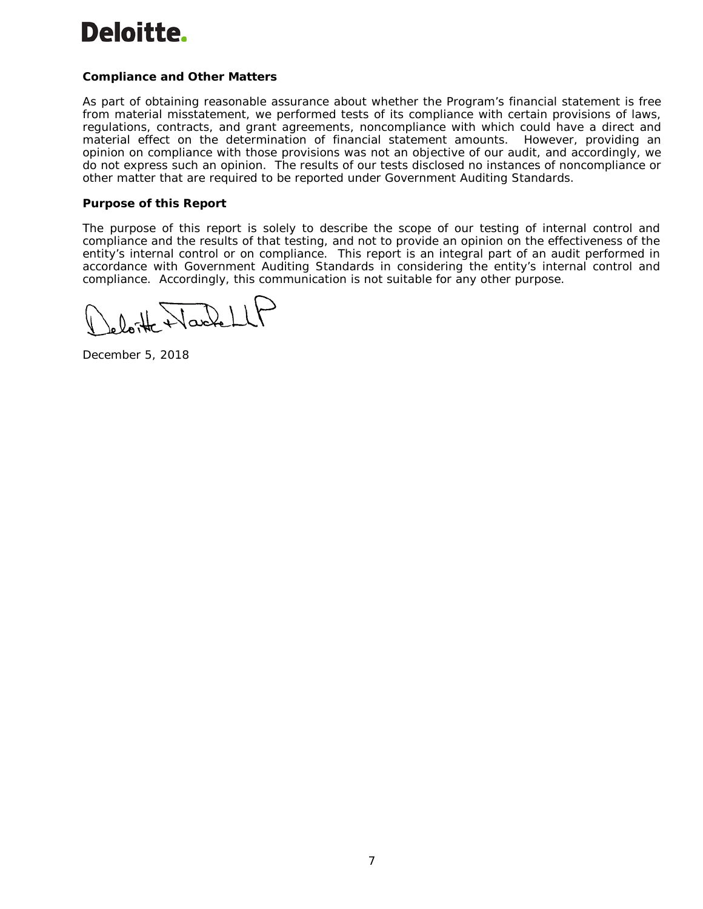**Compliance and Other Matters**

As part of obtaining reasonable assurance about whether the Program's financial statement is free from material misstatement, we performed tests of its compliance with certain provisions of laws, regulations, contracts, and grant agreements, noncompliance with which could have a direct and material effect on the determination of financial statement amounts. However, providing an opinion on compliance with those provisions was not an objective of our audit, and accordingly, we do not express such an opinion. The results of our tests disclosed no instances of noncompliance or other matter that are required to be reported under Government Auditing Standards.

**Purpose of this Report**

The purpose of this report is solely to describe the scope of our testing of internal control and compliance and the results of that testing, and not to provide an opinion on the effectiveness of the entity's internal control or on compliance. This report is an integral part of an audit performed in accordance with Government Auditing Standards in considering the entity's internal control and compliance. Accordingly, this communication is not suitable for any other purpose.

Deloitte & Touche LLP

December 5, 2018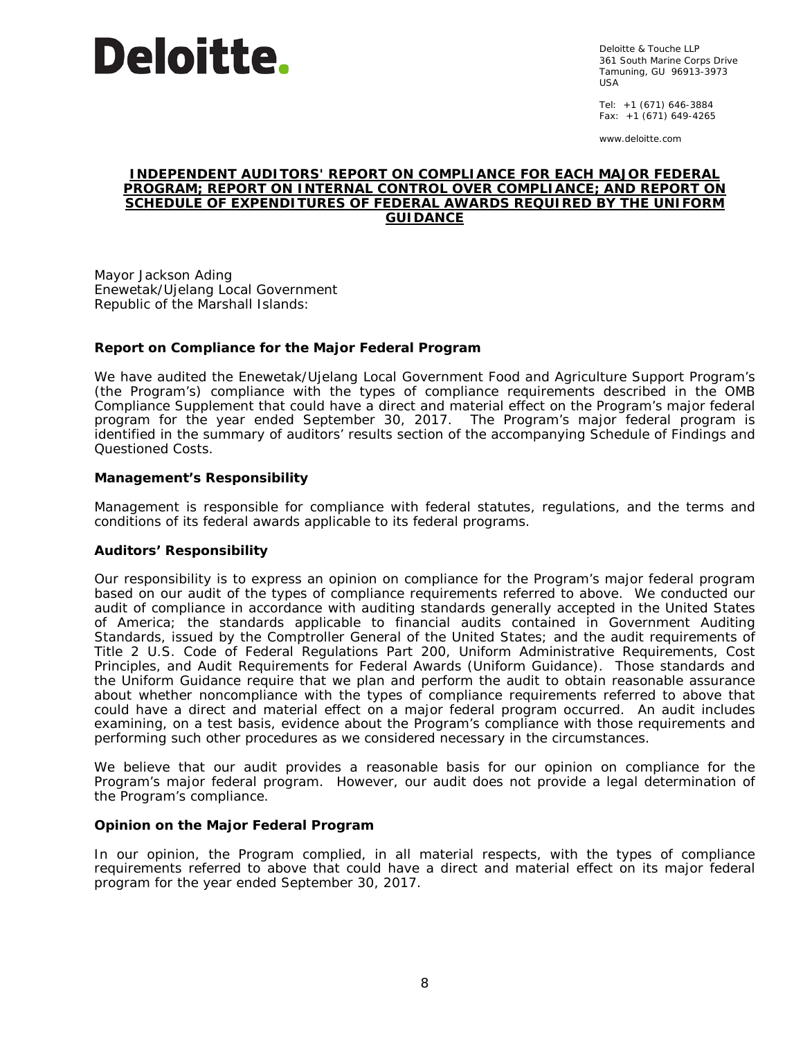Deloitte.

Deloitte & Touche LLP
361 South Marine Corps Drive
Tamuning, GU 96913-3973
USA

Tel: +1 (671) 646-3884
Fax: +1 (671) 649-4265

www.deloitte.com

# INDEPENDENT AUDITORS' REPORT ON COMPLIANCE FOR EACH MAJOR FEDERAL PROGRAM; REPORT ON INTERNAL CONTROL OVER COMPLIANCE; AND REPORT ON SCHEDULE OF EXPENDITURES OF FEDERAL AWARDS REQUIRED BY THE UNIFORM GUIDANCE

Mayor Jackson Ading
Enewetak/Ujelang Local Government
Republic of the Marshall Islands:

## Report on Compliance for the Major Federal Program

We have audited the Enewetak/Ujelang Local Government Food and Agriculture Support Program's (the Program's) compliance with the types of compliance requirements described in the OMB Compliance Supplement that could have a direct and material effect on the Program's major federal program for the year ended September 30, 2017. The Program's major federal program is identified in the summary of auditors' results section of the accompanying Schedule of Findings and Questioned Costs.

### Management's Responsibility

Management is responsible for compliance with federal statutes, regulations, and the terms and conditions of its federal awards applicable to its federal programs.

### Auditors' Responsibility

Our responsibility is to express an opinion on compliance for the Program's major federal program based on our audit of the types of compliance requirements referred to above. We conducted our audit of compliance in accordance with auditing standards generally accepted in the United States of America; the standards applicable to financial audits contained in Government Auditing Standards, issued by the Comptroller General of the United States; and the audit requirements of Title 2 U.S. Code of Federal Regulations Part 200, Uniform Administrative Requirements, Cost Principles, and Audit Requirements for Federal Awards (Uniform Guidance). Those standards and the Uniform Guidance require that we plan and perform the audit to obtain reasonable assurance about whether noncompliance with the types of compliance requirements referred to above that could have a direct and material effect on a major federal program occurred. An audit includes examining, on a test basis, evidence about the Program's compliance with those requirements and performing such other procedures as we considered necessary in the circumstances.

We believe that our audit provides a reasonable basis for our opinion on compliance for the Program's major federal program. However, our audit does not provide a legal determination of the Program's compliance.

### Opinion on the Major Federal Program

In our opinion, the Program complied, in all material respects, with the types of compliance requirements referred to above that could have a direct and material effect on its major federal program for the year ended September 30, 2017.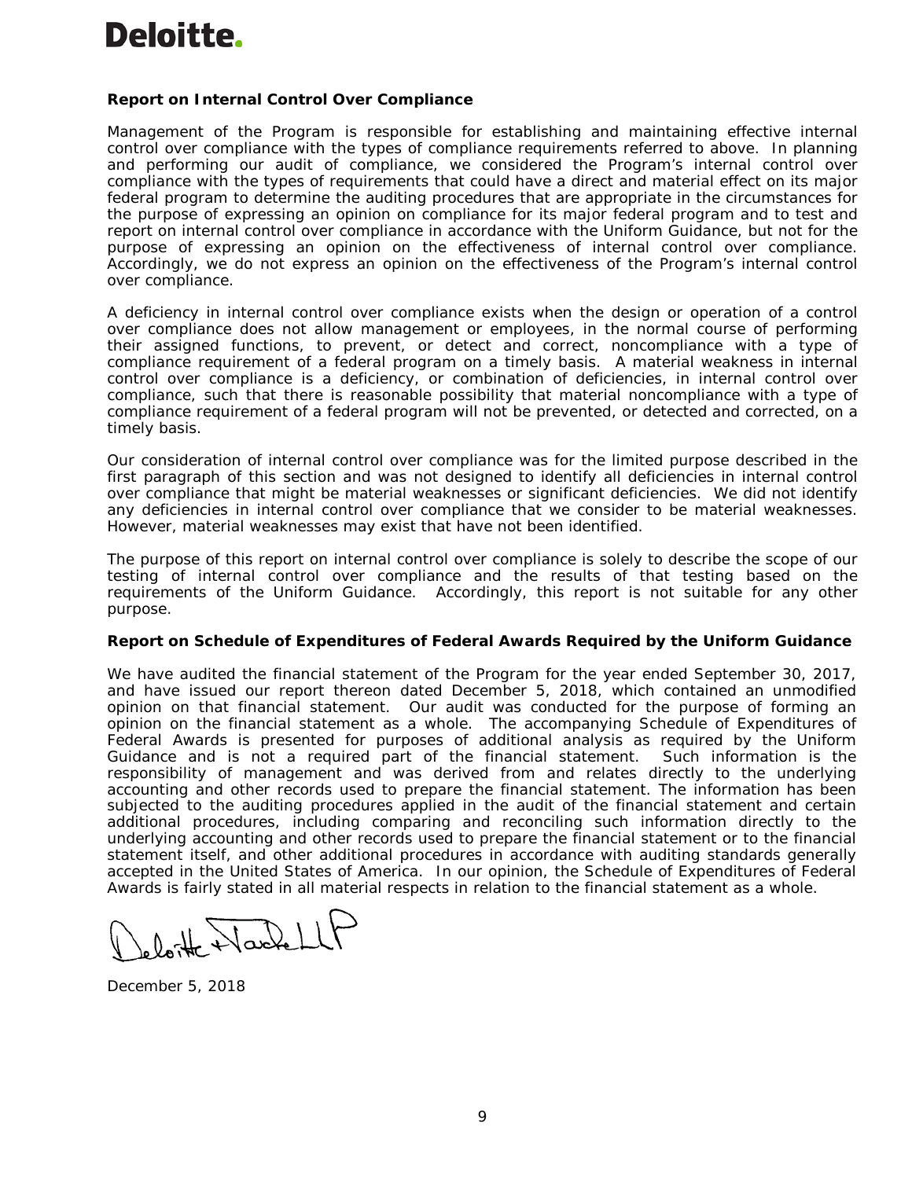Deloitte.

**Report on Internal Control Over Compliance**

Management of the Program is responsible for establishing and maintaining effective internal control over compliance with the types of compliance requirements referred to above. In planning and performing our audit of compliance, we considered the Program's internal control over compliance with the types of requirements that could have a direct and material effect on its major federal program to determine the auditing procedures that are appropriate in the circumstances for the purpose of expressing an opinion on compliance for its major federal program and to test and report on internal control over compliance in accordance with the Uniform Guidance, but not for the purpose of expressing an opinion on the effectiveness of internal control over compliance. Accordingly, we do not express an opinion on the effectiveness of the Program's internal control over compliance.

A deficiency in internal control over compliance exists when the design or operation of a control over compliance does not allow management or employees, in the normal course of performing their assigned functions, to prevent, or detect and correct, noncompliance with a type of compliance requirement of a federal program on a timely basis. A material weakness in internal control over compliance is a deficiency, or combination of deficiencies, in internal control over compliance, such that there is reasonable possibility that material noncompliance with a type of compliance requirement of a federal program will not be prevented, or detected and corrected, on a timely basis.

Our consideration of internal control over compliance was for the limited purpose described in the first paragraph of this section and was not designed to identify all deficiencies in internal control over compliance that might be material weaknesses or significant deficiencies. We did not identify any deficiencies in internal control over compliance that we consider to be material weaknesses. However, material weaknesses may exist that have not been identified.

The purpose of this report on internal control over compliance is solely to describe the scope of our testing of internal control over compliance and the results of that testing based on the requirements of the Uniform Guidance. Accordingly, this report is not suitable for any other purpose.

**Report on Schedule of Expenditures of Federal Awards Required by the Uniform Guidance**

We have audited the financial statement of the Program for the year ended September 30, 2017, and have issued our report thereon dated December 5, 2018, which contained an unmodified opinion on that financial statement. Our audit was conducted for the purpose of forming an opinion on the financial statement as a whole. The accompanying Schedule of Expenditures of Federal Awards is presented for purposes of additional analysis as required by the Uniform Guidance and is not a required part of the financial statement. Such information is the responsibility of management and was derived from and relates directly to the underlying accounting and other records used to prepare the financial statement. The information has been subjected to the auditing procedures applied in the audit of the financial statement and certain additional procedures, including comparing and reconciling such information directly to the underlying accounting and other records used to prepare the financial statement or to the financial statement itself, and other additional procedures in accordance with auditing standards generally accepted in the United States of America. In our opinion, the Schedule of Expenditures of Federal Awards is fairly stated in all material respects in relation to the financial statement as a whole.

Deloitte & Touche LLP

December 5, 2018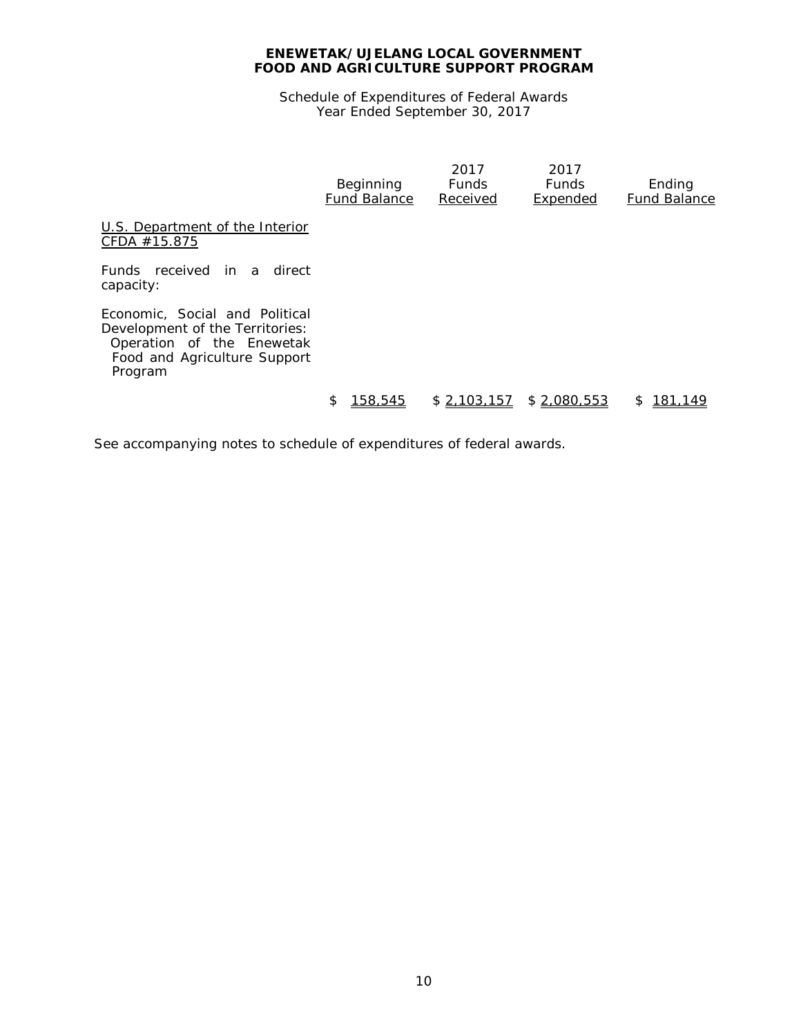**ENEWETAK/UJELANG LOCAL GOVERNMENT**
**FOOD AND AGRICULTURE SUPPORT PROGRAM**

Schedule of Expenditures of Federal Awards
Year Ended September 30, 2017

| | Beginning Fund Balance | 2017 Funds Received | 2017 Funds Expended | Ending Fund Balance |
|---|---|---|---|---|
| U.S. Department of the Interior CFDA #15.875 | | | | |
| Funds received in a direct capacity: | | | | |
| Economic, Social and Political Development of the Territories: Operation of the Enewetak Food and Agriculture Support Program | $ 158,545 | $ 2,103,157 | $ 2,080,553 | $ 181,149 |

See accompanying notes to schedule of expenditures of federal awards.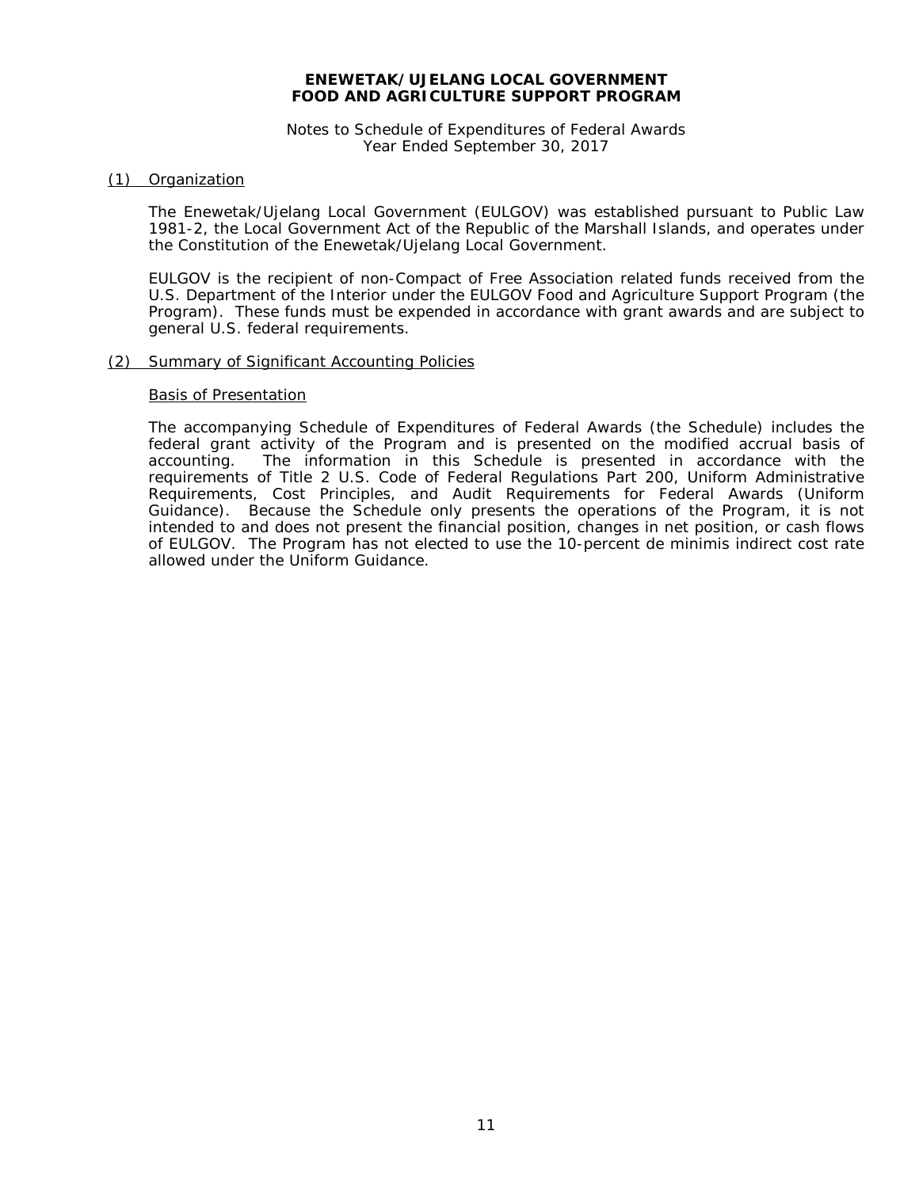**ENEWETAK/UJELANG LOCAL GOVERNMENT**
**FOOD AND AGRICULTURE SUPPORT PROGRAM**

Notes to Schedule of Expenditures of Federal Awards
Year Ended September 30, 2017

## (1) Organization

The Enewetak/Ujelang Local Government (EULGOV) was established pursuant to Public Law 1981-2, the Local Government Act of the Republic of the Marshall Islands, and operates under the Constitution of the Enewetak/Ujelang Local Government.

EULGOV is the recipient of non-Compact of Free Association related funds received from the U.S. Department of the Interior under the EULGOV Food and Agriculture Support Program (the Program). These funds must be expended in accordance with grant awards and are subject to general U.S. federal requirements.

## (2) Summary of Significant Accounting Policies

### Basis of Presentation

The accompanying Schedule of Expenditures of Federal Awards (the Schedule) includes the federal grant activity of the Program and is presented on the modified accrual basis of accounting. The information in this Schedule is presented in accordance with the requirements of Title 2 U.S. Code of Federal Regulations Part 200, Uniform Administrative Requirements, Cost Principles, and Audit Requirements for Federal Awards (Uniform Guidance). Because the Schedule only presents the operations of the Program, it is not intended to and does not present the financial position, changes in net position, or cash flows of EULGOV. The Program has not elected to use the 10-percent de minimis indirect cost rate allowed under the Uniform Guidance.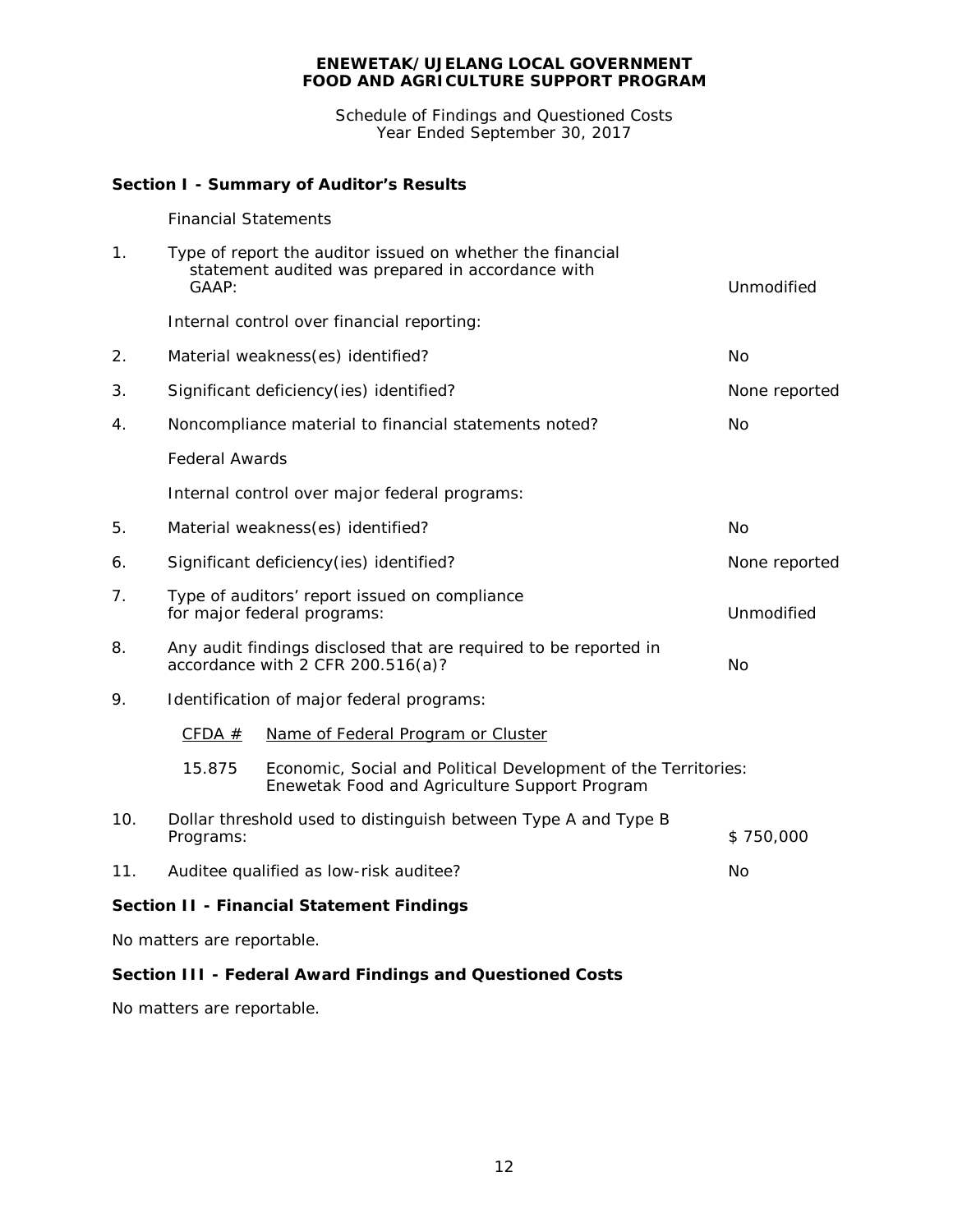**ENEWETAK/UJELANG LOCAL GOVERNMENT**
**FOOD AND AGRICULTURE SUPPORT PROGRAM**

Schedule of Findings and Questioned Costs
Year Ended September 30, 2017

## Section I - Summary of Auditor's Results

Financial Statements

| | | |
|---|---|---|
| 1. | Type of report the auditor issued on whether the financial statement audited was prepared in accordance with GAAP: | Unmodified |
| | Internal control over financial reporting: | |
| 2. | Material weakness(es) identified? | No |
| 3. | Significant deficiency(ies) identified? | None reported |
| 4. | Noncompliance material to financial statements noted? | No |
| | Federal Awards | |
| | Internal control over major federal programs: | |
| 5. | Material weakness(es) identified? | No |
| 6. | Significant deficiency(ies) identified? | None reported |
| 7. | Type of auditors' report issued on compliance for major federal programs: | Unmodified |
| 8. | Any audit findings disclosed that are required to be reported in accordance with 2 CFR 200.516(a)? | No |
| 9. | Identification of major federal programs: | |

| CFDA # | Name of Federal Program or Cluster |
|---|---|
| 15.875 | Economic, Social and Political Development of the Territories: Enewetak Food and Agriculture Support Program |

| | | |
|---|---|---|
| 10. | Dollar threshold used to distinguish between Type A and Type B Programs: | $ 750,000 |
| 11. | Auditee qualified as low-risk auditee? | No |

## Section II - Financial Statement Findings

No matters are reportable.

## Section III - Federal Award Findings and Questioned Costs

No matters are reportable.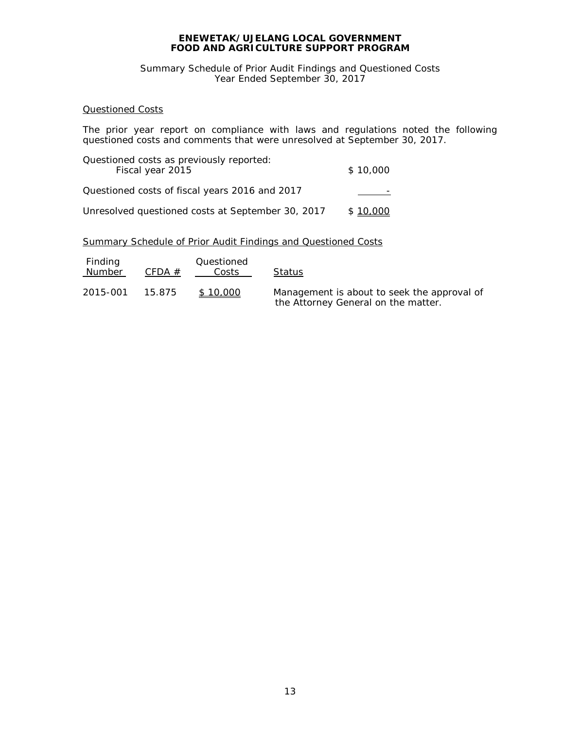# ENEWETAK/UJELANG LOCAL GOVERNMENT
## FOOD AND AGRICULTURE SUPPORT PROGRAM

Summary Schedule of Prior Audit Findings and Questioned Costs
Year Ended September 30, 2017

Questioned Costs

The prior year report on compliance with laws and regulations noted the following questioned costs and comments that were unresolved at September 30, 2017.

| | |
|---|---|
| Questioned costs as previously reported: | |
| Fiscal year 2015 | $ 10,000 |
| Questioned costs of fiscal years 2016 and 2017 | - |
| Unresolved questioned costs at September 30, 2017 | $ 10,000 |

Summary Schedule of Prior Audit Findings and Questioned Costs

| Finding Number | CFDA # | Questioned Costs | Status |
|---|---|---|---|
| 2015-001 | 15.875 | $ 10,000 | Management is about to seek the approval of the Attorney General on the matter. |